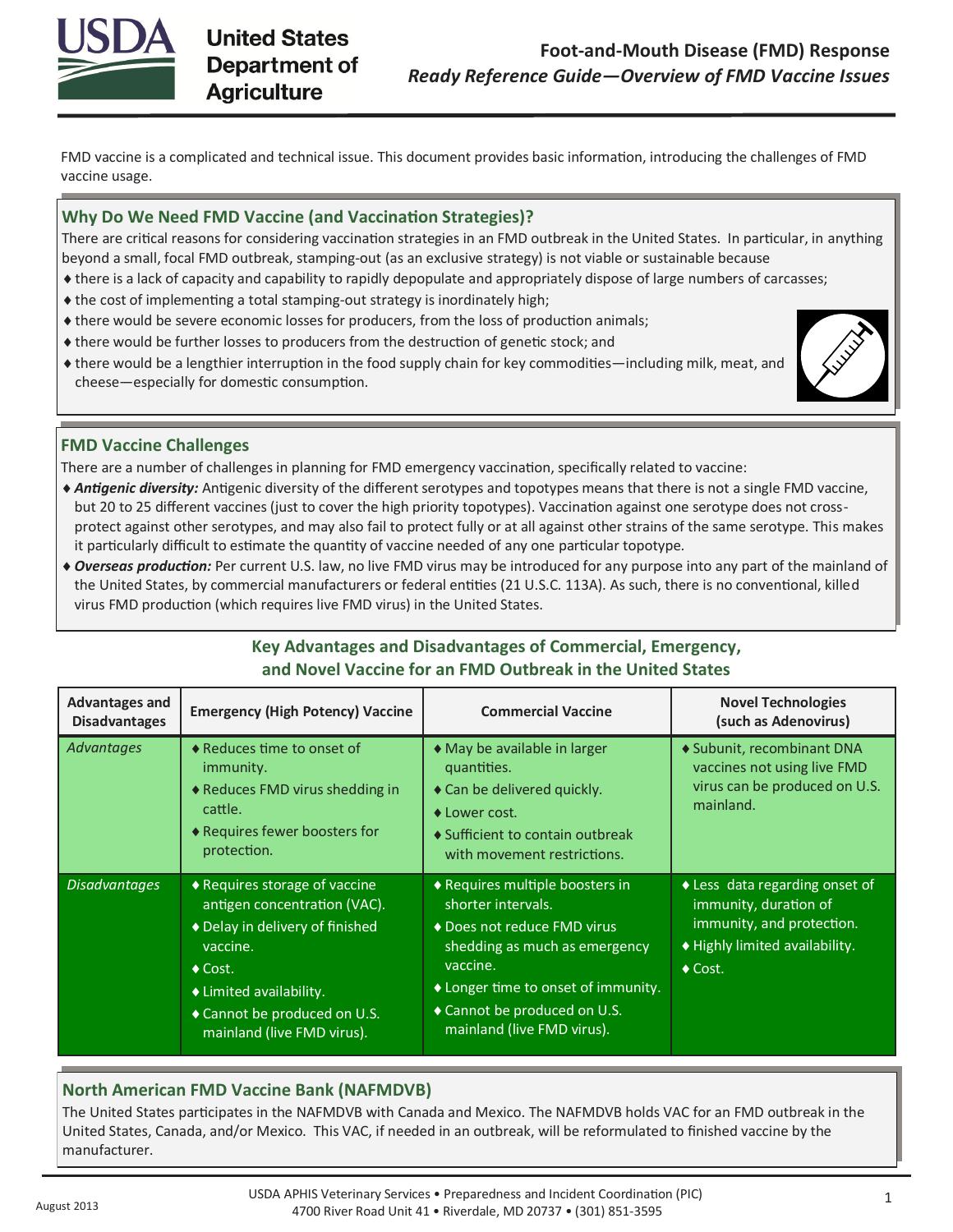# Foot-and-Mouth Disease (FMD) Response

*Ready Reference Guide—Overview of FMD Vaccine Issues*

FMD vaccine is a complicated and technical issue. This document provides basic information, introducing the challenges of FMD vaccine usage.

## Why Do We Need FMD Vaccine (and Vaccination Strategies)?

There are critical reasons for considering vaccination strategies in an FMD outbreak in the United States. In particular, in anything beyond a small, focal FMD outbreak, stamping-out (as an exclusive strategy) is not viable or sustainable because

- there is a lack of capacity and capability to rapidly depopulate and appropriately dispose of large numbers of carcasses;
- the cost of implementing a total stamping-out strategy is inordinately high;
- there would be severe economic losses for producers, from the loss of production animals;
- there would be further losses to producers from the destruction of genetic stock; and
- there would be a lengthier interruption in the food supply chain for key commodities—including milk, meat, and cheese—especially for domestic consumption.

## FMD Vaccine Challenges

There are a number of challenges in planning for FMD emergency vaccination, specifically related to vaccine:

- ***Antigenic diversity:*** Antigenic diversity of the different serotypes and topotypes means that there is not a single FMD vaccine, but 20 to 25 different vaccines (just to cover the high priority topotypes). Vaccination against one serotype does not cross-protect against other serotypes, and may also fail to protect fully or at all against other strains of the same serotype. This makes it particularly difficult to estimate the quantity of vaccine needed of any one particular topotype.
- ***Overseas production:*** Per current U.S. law, no live FMD virus may be introduced for any purpose into any part of the mainland of the United States, by commercial manufacturers or federal entities (21 U.S.C. 113A). As such, there is no conventional, killed virus FMD production (which requires live FMD virus) in the United States.

### Key Advantages and Disadvantages of Commercial, Emergency, and Novel Vaccine for an FMD Outbreak in the United States

| Advantages and Disadvantages | Emergency (High Potency) Vaccine | Commercial Vaccine | Novel Technologies (such as Adenovirus) |
|---|---|---|---|
| *Advantages* | ♦ Reduces time to onset of immunity.<br>♦ Reduces FMD virus shedding in cattle.<br>♦ Requires fewer boosters for protection. | ♦ May be available in larger quantities.<br>♦ Can be delivered quickly.<br>♦ Lower cost.<br>♦ Sufficient to contain outbreak with movement restrictions. | ♦ Subunit, recombinant DNA vaccines not using live FMD virus can be produced on U.S. mainland. |
| *Disadvantages* | ♦ Requires storage of vaccine antigen concentration (VAC).<br>♦ Delay in delivery of finished vaccine.<br>♦ Cost.<br>♦ Limited availability.<br>♦ Cannot be produced on U.S. mainland (live FMD virus). | ♦ Requires multiple boosters in shorter intervals.<br>♦ Does not reduce FMD virus shedding as much as emergency vaccine.<br>♦ Longer time to onset of immunity.<br>♦ Cannot be produced on U.S. mainland (live FMD virus). | ♦ Less data regarding onset of immunity, duration of immunity, and protection.<br>♦ Highly limited availability.<br>♦ Cost. |

## North American FMD Vaccine Bank (NAFMDVB)

The United States participates in the NAFMDVB with Canada and Mexico. The NAFMDVB holds VAC for an FMD outbreak in the United States, Canada, and/or Mexico. This VAC, if needed in an outbreak, will be reformulated to finished vaccine by the manufacturer.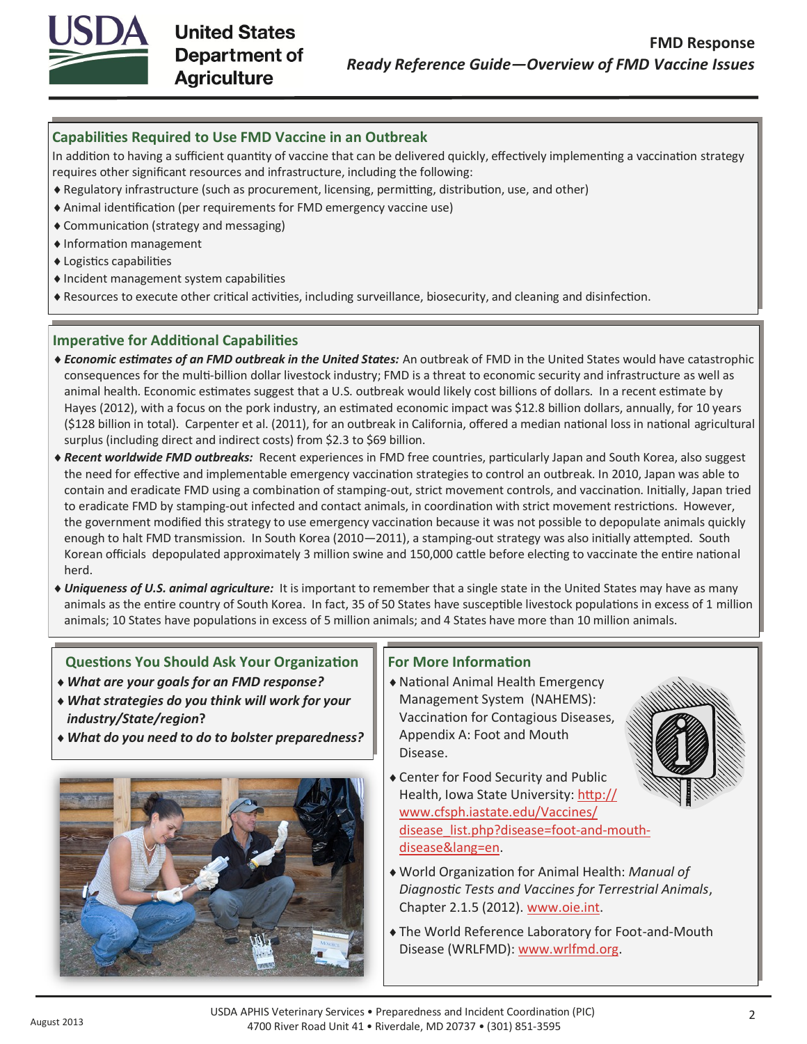## Capabilities Required to Use FMD Vaccine in an Outbreak

In addition to having a sufficient quantity of vaccine that can be delivered quickly, effectively implementing a vaccination strategy requires other significant resources and infrastructure, including the following:

- Regulatory infrastructure (such as procurement, licensing, permitting, distribution, use, and other)
- Animal identification (per requirements for FMD emergency vaccine use)
- Communication (strategy and messaging)
- Information management
- Logistics capabilities
- Incident management system capabilities
- Resources to execute other critical activities, including surveillance, biosecurity, and cleaning and disinfection.

## Imperative for Additional Capabilities

- ***Economic estimates of an FMD outbreak in the United States:*** An outbreak of FMD in the United States would have catastrophic consequences for the multi-billion dollar livestock industry; FMD is a threat to economic security and infrastructure as well as animal health. Economic estimates suggest that a U.S. outbreak would likely cost billions of dollars. In a recent estimate by Hayes (2012), with a focus on the pork industry, an estimated economic impact was $12.8 billion dollars, annually, for 10 years ($128 billion in total). Carpenter et al. (2011), for an outbreak in California, offered a median national loss in national agricultural surplus (including direct and indirect costs) from $2.3 to $69 billion.
- ***Recent worldwide FMD outbreaks:*** Recent experiences in FMD free countries, particularly Japan and South Korea, also suggest the need for effective and implementable emergency vaccination strategies to control an outbreak. In 2010, Japan was able to contain and eradicate FMD using a combination of stamping-out, strict movement controls, and vaccination. Initially, Japan tried to eradicate FMD by stamping-out infected and contact animals, in coordination with strict movement restrictions. However, the government modified this strategy to use emergency vaccination because it was not possible to depopulate animals quickly enough to halt FMD transmission. In South Korea (2010—2011), a stamping-out strategy was also initially attempted. South Korean officials depopulated approximately 3 million swine and 150,000 cattle before electing to vaccinate the entire national herd.
- ***Uniqueness of U.S. animal agriculture:*** It is important to remember that a single state in the United States may have as many animals as the entire country of South Korea. In fact, 35 of 50 States have susceptible livestock populations in excess of 1 million animals; 10 States have populations in excess of 5 million animals; and 4 States have more than 10 million animals.

## Questions You Should Ask Your Organization

- ***What are your goals for an FMD response?***
- ***What strategies do you think will work for your industry/State/region?***
- ***What do you need to do to bolster preparedness?***

## For More Information

- National Animal Health Emergency Management System (NAHEMS): Vaccination for Contagious Diseases, Appendix A: Foot and Mouth Disease.
- Center for Food Security and Public Health, Iowa State University: http://www.cfsph.iastate.edu/Vaccines/disease_list.php?disease=foot-and-mouth-disease&lang=en.
- World Organization for Animal Health: *Manual of Diagnostic Tests and Vaccines for Terrestrial Animals*, Chapter 2.1.5 (2012). www.oie.int.
- The World Reference Laboratory for Foot-and-Mouth Disease (WRLFMD): www.wrlfmd.org.

August 2013

USDA APHIS Veterinary Services • Preparedness and Incident Coordination (PIC)
4700 River Road Unit 41 • Riverdale, MD 20737 • (301) 851-3595